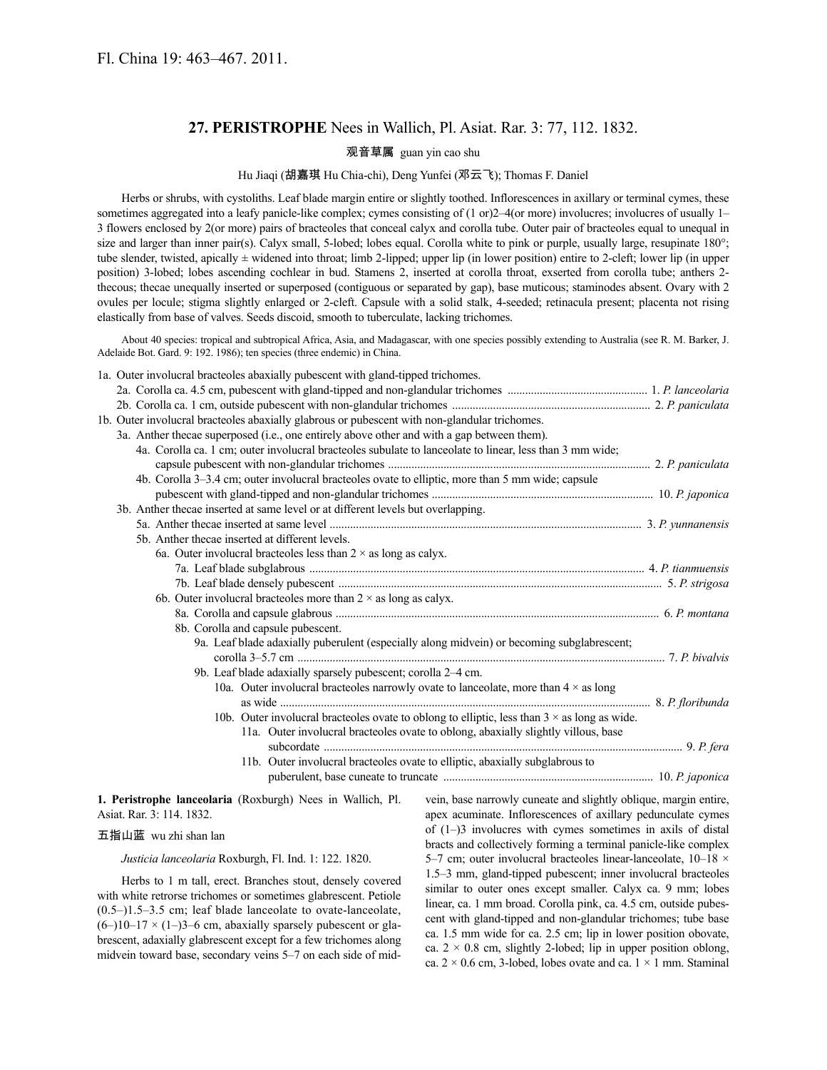Fl. China 19: 463–467. 2011.

## 27. PERISTROPHE Nees in Wallich, Pl. Asiat. Rar. 3: 77, 112. 1832.

观音草属 guan yin cao shu

Hu Jiaqi (胡嘉琪 Hu Chia-chi), Deng Yunfei (邓云飞); Thomas F. Daniel

Herbs or shrubs, with cystoliths. Leaf blade margin entire or slightly toothed. Inflorescences in axillary or terminal cymes, these sometimes aggregated into a leafy panicle-like complex; cymes consisting of (1 or)2–4(or more) involucres; involucres of usually 1–3 flowers enclosed by 2(or more) pairs of bracteoles that conceal calyx and corolla tube. Outer pair of bracteoles equal to unequal in size and larger than inner pair(s). Calyx small, 5-lobed; lobes equal. Corolla white to pink or purple, usually large, resupinate 180°; tube slender, twisted, apically ± widened into throat; limb 2-lipped; upper lip (in lower position) entire to 2-cleft; lower lip (in upper position) 3-lobed; lobes ascending cochlear in bud. Stamens 2, inserted at corolla throat, exserted from corolla tube; anthers 2-thecous; thecae unequally inserted or superposed (contiguous or separated by gap), base muticous; staminodes absent. Ovary with 2 ovules per locule; stigma slightly enlarged or 2-cleft. Capsule with a solid stalk, 4-seeded; retinacula present; placenta not rising elastically from base of valves. Seeds discoid, smooth to tuberculate, lacking trichomes.

About 40 species: tropical and subtropical Africa, Asia, and Madagascar, with one species possibly extending to Australia (see R. M. Barker, J. Adelaide Bot. Gard. 9: 192. 1986); ten species (three endemic) in China.

1a. Outer involucral bracteoles abaxially pubescent with gland-tipped trichomes.
- 2a. Corolla ca. 4.5 cm, pubescent with gland-tipped and non-glandular trichomes ..... 1. *P. lanceolaria*
- 2b. Corolla ca. 1 cm, outside pubescent with non-glandular trichomes ..... 2. *P. paniculata*

1b. Outer involucral bracteoles abaxially glabrous or pubescent with non-glandular trichomes.
- 3a. Anther thecae superposed (i.e., one entirely above other and with a gap between them).
  - 4a. Corolla ca. 1 cm; outer involucral bracteoles subulate to lanceolate to linear, less than 3 mm wide; capsule pubescent with non-glandular trichomes ..... 2. *P. paniculata*
  - 4b. Corolla 3–3.4 cm; outer involucral bracteoles ovate to elliptic, more than 5 mm wide; capsule pubescent with gland-tipped and non-glandular trichomes ..... 10. *P. japonica*
- 3b. Anther thecae inserted at same level or at different levels but overlapping.
  - 5a. Anther thecae inserted at same level ..... 3. *P. yunnanensis*
  - 5b. Anther thecae inserted at different levels.
    - 6a. Outer involucral bracteoles less than 2 × as long as calyx.
      - 7a. Leaf blade subglabrous ..... 4. *P. tianmuensis*
      - 7b. Leaf blade densely pubescent ..... 5. *P. strigosa*
    - 6b. Outer involucral bracteoles more than 2 × as long as calyx.
      - 8a. Corolla and capsule glabrous ..... 6. *P. montana*
      - 8b. Corolla and capsule pubescent.
        - 9a. Leaf blade adaxially puberulent (especially along midvein) or becoming subglabrescent; corolla 3–5.7 cm ..... 7. *P. bivalvis*
        - 9b. Leaf blade adaxially sparsely pubescent; corolla 2–4 cm.
          - 10a. Outer involucral bracteoles narrowly ovate to lanceolate, more than 4 × as long as wide ..... 8. *P. floribunda*
          - 10b. Outer involucral bracteoles ovate to oblong to elliptic, less than 3 × as long as wide.
            - 11a. Outer involucral bracteoles ovate to oblong, abaxially slightly villous, base subcordate ..... 9. *P. fera*
            - 11b. Outer involucral bracteoles ovate to elliptic, abaxially subglabrous to puberulent, base cuneate to truncate ..... 10. *P. japonica*

**1. Peristrophe lanceolaria** (Roxburgh) Nees in Wallich, Pl. Asiat. Rar. 3: 114. 1832.

五指山蓝 wu zhi shan lan

*Justicia lanceolaria* Roxburgh, Fl. Ind. 1: 122. 1820.

Herbs to 1 m tall, erect. Branches stout, densely covered with white retrorse trichomes or sometimes glabrescent. Petiole (0.5–)1.5–3.5 cm; leaf blade lanceolate to ovate-lanceolate, (6–)10–17 × (1–)3–6 cm, abaxially sparsely pubescent or glabrescent, adaxially glabrescent except for a few trichomes along midvein toward base, secondary veins 5–7 on each side of midvein, base narrowly cuneate and slightly oblique, margin entire, apex acuminate. Inflorescences of axillary pedunculate cymes of (1–)3 involucres with cymes sometimes in axils of distal bracts and collectively forming a terminal panicle-like complex 5–7 cm; outer involucral bracteoles linear-lanceolate, 10–18 × 1.5–3 mm, gland-tipped pubescent; inner involucral bracteoles similar to outer ones except smaller. Calyx ca. 9 mm; lobes linear, ca. 1 mm broad. Corolla pink, ca. 4.5 cm, outside pubescent with gland-tipped and non-glandular trichomes; tube base ca. 1.5 mm wide for ca. 2.5 cm; lip in lower position obovate, ca. 2 × 0.8 cm, slightly 2-lobed; lip in upper position oblong, ca. 2 × 0.6 cm, 3-lobed, lobes ovate and ca. 1 × 1 mm. Staminal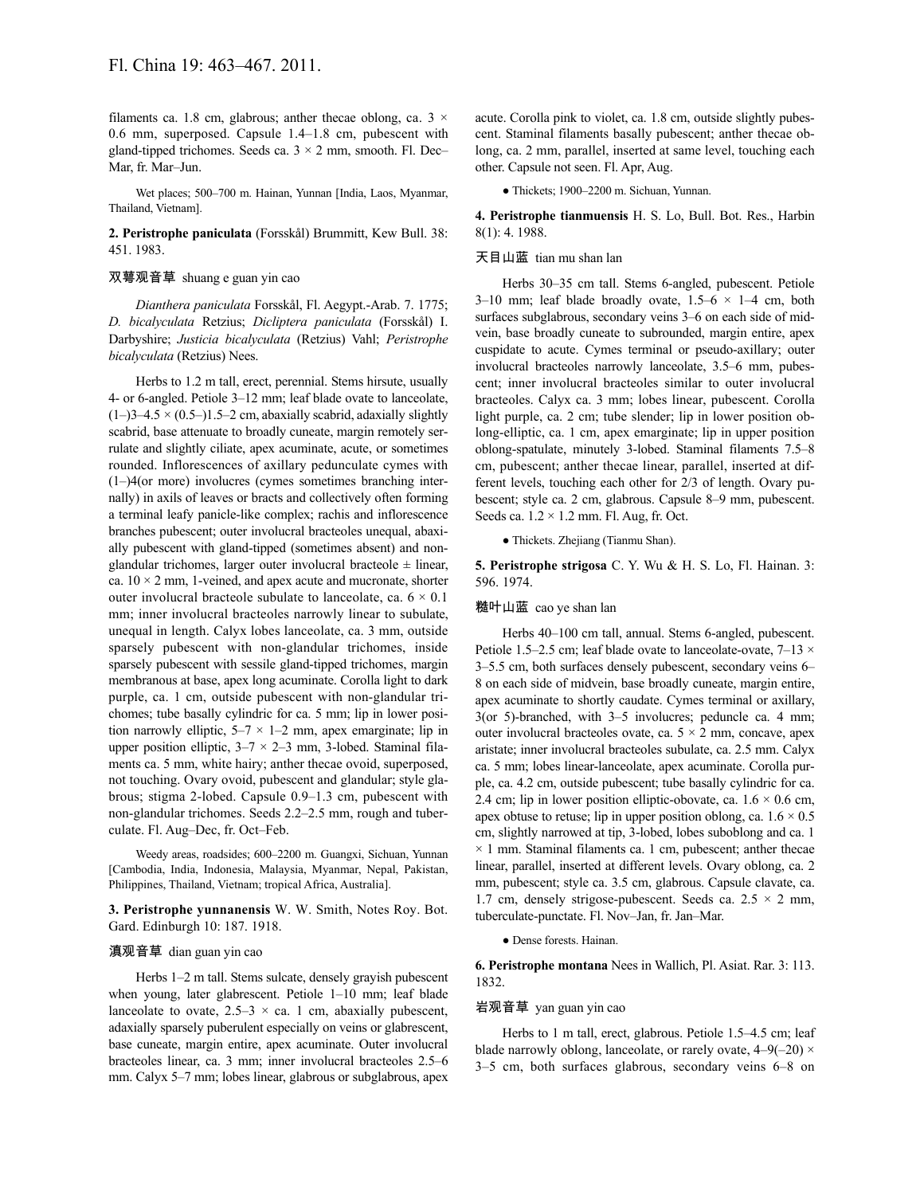filaments ca. 1.8 cm, glabrous; anther thecae oblong, ca. 3 × 0.6 mm, superposed. Capsule 1.4–1.8 cm, pubescent with gland-tipped trichomes. Seeds ca. 3 × 2 mm, smooth. Fl. Dec–Mar, fr. Mar–Jun.

Wet places; 500–700 m. Hainan, Yunnan [India, Laos, Myanmar, Thailand, Vietnam].

**2. Peristrophe paniculata** (Forsskål) Brummitt, Kew Bull. 38: 451. 1983.

双萼观音草 shuang e guan yin cao

*Dianthera paniculata* Forsskål, Fl. Aegypt.-Arab. 7. 1775; *D. bicalyculata* Retzius; *Dicliptera paniculata* (Forsskål) I. Darbyshire; *Justicia bicalyculata* (Retzius) Vahl; *Peristrophe bicalyculata* (Retzius) Nees.

Herbs to 1.2 m tall, erect, perennial. Stems hirsute, usually 4- or 6-angled. Petiole 3–12 mm; leaf blade ovate to lanceolate, (1–)3–4.5 × (0.5–)1.5–2 cm, abaxially scabrid, adaxially slightly scabrid, base attenuate to broadly cuneate, margin remotely serrulate and slightly ciliate, apex acuminate, acute, or sometimes rounded. Inflorescences of axillary pedunculate cymes with (1–)4(or more) involucres (cymes sometimes branching internally) in axils of leaves or bracts and collectively often forming a terminal leafy panicle-like complex; rachis and inflorescence branches pubescent; outer involucral bracteoles unequal, abaxially pubescent with gland-tipped (sometimes absent) and nonglandular trichomes, larger outer involucral bracteole ± linear, ca. 10 × 2 mm, 1-veined, and apex acute and mucronate, shorter outer involucral bracteole subulate to lanceolate, ca. 6 × 0.1 mm; inner involucral bracteoles narrowly linear to subulate, unequal in length. Calyx lobes lanceolate, ca. 3 mm, outside sparsely pubescent with non-glandular trichomes, inside sparsely pubescent with sessile gland-tipped trichomes, margin membranous at base, apex long acuminate. Corolla light to dark purple, ca. 1 cm, outside pubescent with non-glandular trichomes; tube basally cylindric for ca. 5 mm; lip in lower position narrowly elliptic, 5–7 × 1–2 mm, apex emarginate; lip in upper position elliptic, 3–7 × 2–3 mm, 3-lobed. Staminal filaments ca. 5 mm, white hairy; anther thecae ovoid, superposed, not touching. Ovary ovoid, pubescent and glandular; style glabrous; stigma 2-lobed. Capsule 0.9–1.3 cm, pubescent with non-glandular trichomes. Seeds 2.2–2.5 mm, rough and tuberculate. Fl. Aug–Dec, fr. Oct–Feb.

Weedy areas, roadsides; 600–2200 m. Guangxi, Sichuan, Yunnan [Cambodia, India, Indonesia, Malaysia, Myanmar, Nepal, Pakistan, Philippines, Thailand, Vietnam; tropical Africa, Australia].

**3. Peristrophe yunnanensis** W. W. Smith, Notes Roy. Bot. Gard. Edinburgh 10: 187. 1918.

滇观音草 dian guan yin cao

Herbs 1–2 m tall. Stems sulcate, densely grayish pubescent when young, later glabrescent. Petiole 1–10 mm; leaf blade lanceolate to ovate, 2.5–3 × ca. 1 cm, abaxially pubescent, adaxially sparsely puberulent especially on veins or glabrescent, base cuneate, margin entire, apex acuminate. Outer involucral bracteoles linear, ca. 3 mm; inner involucral bracteoles 2.5–6 mm. Calyx 5–7 mm; lobes linear, glabrous or subglabrous, apex acute. Corolla pink to violet, ca. 1.8 cm, outside slightly pubescent. Staminal filaments basally pubescent; anther thecae oblong, ca. 2 mm, parallel, inserted at same level, touching each other. Capsule not seen. Fl. Apr, Aug.

● Thickets; 1900–2200 m. Sichuan, Yunnan.

**4. Peristrophe tianmuensis** H. S. Lo, Bull. Bot. Res., Harbin 8(1): 4. 1988.

天目山蓝 tian mu shan lan

Herbs 30–35 cm tall. Stems 6-angled, pubescent. Petiole 3–10 mm; leaf blade broadly ovate, 1.5–6 × 1–4 cm, both surfaces subglabrous, secondary veins 3–6 on each side of midvein, base broadly cuneate to subrounded, margin entire, apex cuspidate to acute. Cymes terminal or pseudo-axillary; outer involucral bracteoles narrowly lanceolate, 3.5–6 mm, pubescent; inner involucral bracteoles similar to outer involucral bracteoles. Calyx ca. 3 mm; lobes linear, pubescent. Corolla light purple, ca. 2 cm; tube slender; lip in lower position oblong-elliptic, ca. 1 cm, apex emarginate; lip in upper position oblong-spatulate, minutely 3-lobed. Staminal filaments 7.5–8 cm, pubescent; anther thecae linear, parallel, inserted at different levels, touching each other for 2/3 of length. Ovary pubescent; style ca. 2 cm, glabrous. Capsule 8–9 mm, pubescent. Seeds ca. 1.2 × 1.2 mm. Fl. Aug, fr. Oct.

● Thickets. Zhejiang (Tianmu Shan).

**5. Peristrophe strigosa** C. Y. Wu & H. S. Lo, Fl. Hainan. 3: 596. 1974.

糙叶山蓝 cao ye shan lan

Herbs 40–100 cm tall, annual. Stems 6-angled, pubescent. Petiole 1.5–2.5 cm; leaf blade ovate to lanceolate-ovate, 7–13 × 3–5.5 cm, both surfaces densely pubescent, secondary veins 6–8 on each side of midvein, base broadly cuneate, margin entire, apex acuminate to shortly caudate. Cymes terminal or axillary, 3(or 5)-branched, with 3–5 involucres; peduncle ca. 4 mm; outer involucral bracteoles ovate, ca. 5 × 2 mm, concave, apex aristate; inner involucral bracteoles subulate, ca. 2.5 mm. Calyx ca. 5 mm; lobes linear-lanceolate, apex acuminate. Corolla purple, ca. 4.2 cm, outside pubescent; tube basally cylindric for ca. 2.4 cm; lip in lower position elliptic-obovate, ca. 1.6 × 0.6 cm, apex obtuse to retuse; lip in upper position oblong, ca. 1.6 × 0.5 cm, slightly narrowed at tip, 3-lobed, lobes suboblong and ca. 1 × 1 mm. Staminal filaments ca. 1 cm, pubescent; anther thecae linear, parallel, inserted at different levels. Ovary oblong, ca. 2 mm, pubescent; style ca. 3.5 cm, glabrous. Capsule clavate, ca. 1.7 cm, densely strigose-pubescent. Seeds ca. 2.5 × 2 mm, tuberculate-punctate. Fl. Nov–Jan, fr. Jan–Mar.

● Dense forests. Hainan.

**6. Peristrophe montana** Nees in Wallich, Pl. Asiat. Rar. 3: 113. 1832.

岩观音草 yan guan yin cao

Herbs to 1 m tall, erect, glabrous. Petiole 1.5–4.5 cm; leaf blade narrowly oblong, lanceolate, or rarely ovate, 4–9(–20) × 3–5 cm, both surfaces glabrous, secondary veins 6–8 on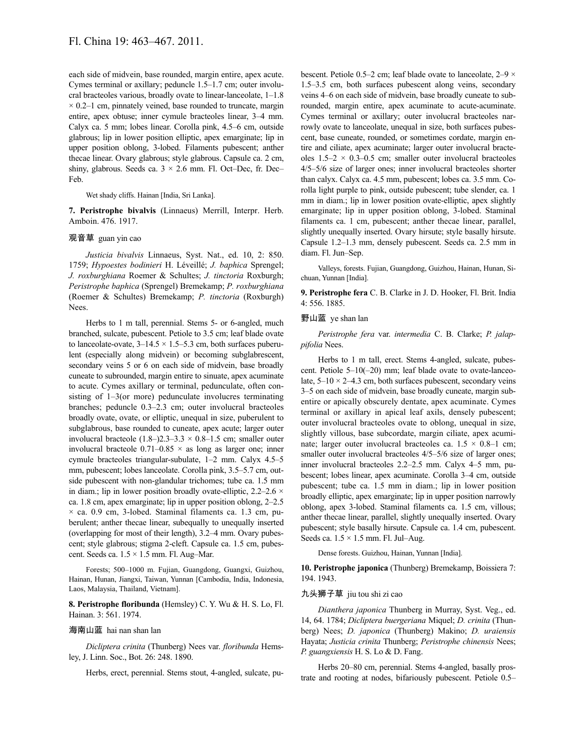each side of midvein, base rounded, margin entire, apex acute. Cymes terminal or axillary; peduncle 1.5–1.7 cm; outer involucral bracteoles various, broadly ovate to linear-lanceolate, 1–1.8 × 0.2–1 cm, pinnately veined, base rounded to truncate, margin entire, apex obtuse; inner cymule bracteoles linear, 3–4 mm. Calyx ca. 5 mm; lobes linear. Corolla pink, 4.5–6 cm, outside glabrous; lip in lower position elliptic, apex emarginate; lip in upper position oblong, 3-lobed. Filaments pubescent; anther thecae linear. Ovary glabrous; style glabrous. Capsule ca. 2 cm, shiny, glabrous. Seeds ca. 3 × 2.6 mm. Fl. Oct–Dec, fr. Dec–Feb.

Wet shady cliffs. Hainan [India, Sri Lanka].

**7. Peristrophe bivalvis** (Linnaeus) Merrill, Interpr. Herb. Amboin. 476. 1917.

观音草 guan yin cao

*Justicia bivalvis* Linnaeus, Syst. Nat., ed. 10, 2: 850. 1759; *Hypoestes bodinieri* H. Léveillé; *J. baphica* Sprengel; *J. roxburghiana* Roemer & Schultes; *J. tinctoria* Roxburgh; *Peristrophe baphica* (Sprengel) Bremekamp; *P. roxburghiana* (Roemer & Schultes) Bremekamp; *P. tinctoria* (Roxburgh) Nees.

Herbs to 1 m tall, perennial. Stems 5- or 6-angled, much branched, sulcate, pubescent. Petiole to 3.5 cm; leaf blade ovate to lanceolate-ovate, 3–14.5 × 1.5–5.3 cm, both surfaces puberulent (especially along midvein) or becoming subglabrescent, secondary veins 5 or 6 on each side of midvein, base broadly cuneate to subrounded, margin entire to sinuate, apex acuminate to acute. Cymes axillary or terminal, pedunculate, often consisting of 1–3(or more) pedunculate involucres terminating branches; peduncle 0.3–2.3 cm; outer involucral bracteoles broadly ovate, ovate, or elliptic, unequal in size, puberulent to subglabrous, base rounded to cuneate, apex acute; larger outer involucral bracteole (1.8–)2.3–3.3 × 0.8–1.5 cm; smaller outer involucral bracteole 0.71–0.85 × as long as larger one; inner cymule bracteoles triangular-subulate, 1–2 mm. Calyx 4.5–5 mm, pubescent; lobes linear. Corolla pink, 3.5–5.7 cm, outside pubescent with non-glandular trichomes; tube ca. 1.5 mm in diam.; lip in lower position broadly ovate-elliptic, 2.2–2.6 × ca. 1.8 cm, apex emarginate; lip in upper position oblong, 2–2.5 × ca. 0.9 cm, 3-lobed. Staminal filaments ca. 1.3 cm, puberulent; anther thecae linear, subequally to unequally inserted (overlapping for most of their length), 3.2–4 mm. Ovary pubescent; style glabrous; stigma 2-cleft. Capsule ca. 1.5 cm, pubescent. Seeds ca. 1.5 × 1.5 mm. Fl. Aug–Mar.

Forests; 500–1000 m. Fujian, Guangdong, Guangxi, Guizhou, Hainan, Hunan, Jiangxi, Taiwan, Yunnan [Cambodia, India, Indonesia, Laos, Malaysia, Thailand, Vietnam].

**8. Peristrophe floribunda** (Hemsley) C. Y. Wu & H. S. Lo, Fl. Hainan. 3: 561. 1974.

海南山蓝 hai nan shan lan

*Dicliptera crinita* (Thunberg) Nees var. *floribunda* Hemsley, J. Linn. Soc., Bot. 26: 248. 1890.

Herbs, erect, perennial. Stems stout, 4-angled, sulcate, pubescent. Petiole 0.5–2 cm; leaf blade ovate to lanceolate, 2–9 × 1.5–3.5 cm, both surfaces pubescent along veins, secondary veins 4–6 on each side of midvein, base broadly cuneate to subrounded, margin entire, apex acuminate to acute-acuminate. Cymes terminal or axillary; outer involucral bracteoles narrowly ovate to lanceolate, unequal in size, both surfaces pubescent, base cuneate, rounded, or sometimes cordate, margin entire and ciliate, apex acuminate; larger outer involucral bracteoles 1.5–2 × 0.3–0.5 cm; smaller outer involucral bracteoles 4/5–5/6 size of larger ones; inner involucral bracteoles shorter than calyx. Calyx ca. 4.5 mm, pubescent; lobes ca. 3.5 mm. Corolla light purple to pink, outside pubescent; tube slender, ca. 1 mm in diam.; lip in lower position ovate-elliptic, apex slightly emarginate; lip in upper position oblong, 3-lobed. Staminal filaments ca. 1 cm, pubescent; anther thecae linear, parallel, slightly unequally inserted. Ovary hirsute; style basally hirsute. Capsule 1.2–1.3 mm, densely pubescent. Seeds ca. 2.5 mm in diam. Fl. Jun–Sep.

Valleys, forests. Fujian, Guangdong, Guizhou, Hainan, Hunan, Sichuan, Yunnan [India].

**9. Peristrophe fera** C. B. Clarke in J. D. Hooker, Fl. Brit. India 4: 556. 1885.

野山蓝 ye shan lan

*Peristrophe fera* var. *intermedia* C. B. Clarke; *P. jalappifolia* Nees.

Herbs to 1 m tall, erect. Stems 4-angled, sulcate, pubescent. Petiole 5–10(–20) mm; leaf blade ovate to ovate-lanceolate, 5–10 × 2–4.3 cm, both surfaces pubescent, secondary veins 3–5 on each side of midvein, base broadly cuneate, margin subentire or apically obscurely dentate, apex acuminate. Cymes terminal or axillary in apical leaf axils, densely pubescent; outer involucral bracteoles ovate to oblong, unequal in size, slightly villous, base subcordate, margin ciliate, apex acuminate; larger outer involucral bracteoles ca. 1.5 × 0.8–1 cm; smaller outer involucral bracteoles 4/5–5/6 size of larger ones; inner involucral bracteoles 2.2–2.5 mm. Calyx 4–5 mm, pubescent; lobes linear, apex acuminate. Corolla 3–4 cm, outside pubescent; tube ca. 1.5 mm in diam.; lip in lower position broadly elliptic, apex emarginate; lip in upper position narrowly oblong, apex 3-lobed. Staminal filaments ca. 1.5 cm, villous; anther thecae linear, parallel, slightly unequally inserted. Ovary pubescent; style basally hirsute. Capsule ca. 1.4 cm, pubescent. Seeds ca. 1.5 × 1.5 mm. Fl. Jul–Aug.

Dense forests. Guizhou, Hainan, Yunnan [India].

**10. Peristrophe japonica** (Thunberg) Bremekamp, Boissiera 7: 194. 1943.

九头狮子草 jiu tou shi zi cao

*Dianthera japonica* Thunberg in Murray, Syst. Veg., ed. 14, 64. 1784; *Dicliptera buergeriana* Miquel; *D. crinita* (Thunberg) Nees; *D. japonica* (Thunberg) Makino; *D. uraiensis* Hayata; *Justicia crinita* Thunberg; *Peristrophe chinensis* Nees; *P. guangxiensis* H. S. Lo & D. Fang.

Herbs 20–80 cm, perennial. Stems 4-angled, basally prostrate and rooting at nodes, bifariously pubescent. Petiole 0.5–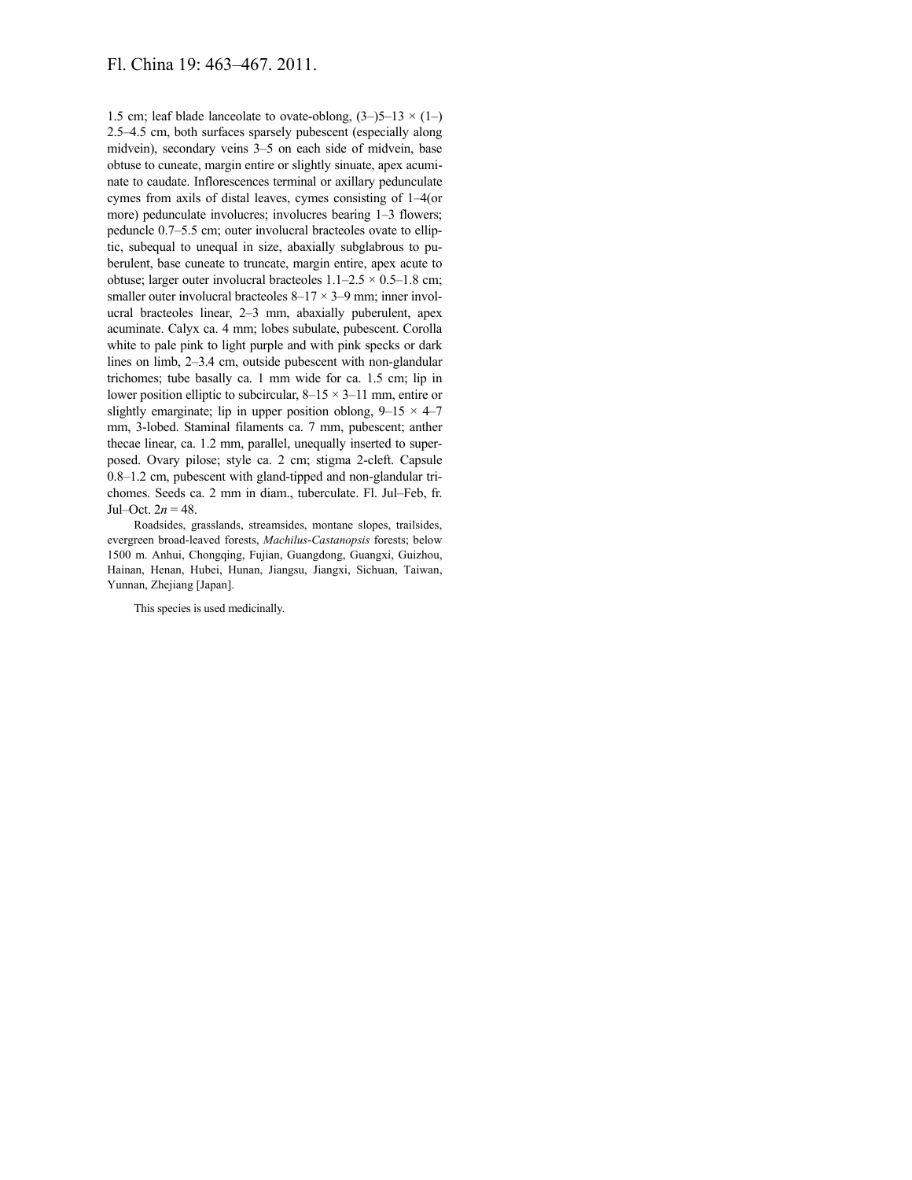1.5 cm; leaf blade lanceolate to ovate-oblong, (3–)5–13 × (1–)2.5–4.5 cm, both surfaces sparsely pubescent (especially along midvein), secondary veins 3–5 on each side of midvein, base obtuse to cuneate, margin entire or slightly sinuate, apex acuminate to caudate. Inflorescences terminal or axillary pedunculate cymes from axils of distal leaves, cymes consisting of 1–4(or more) pedunculate involucres; involucres bearing 1–3 flowers; peduncle 0.7–5.5 cm; outer involucral bracteoles ovate to elliptic, subequal to unequal in size, abaxially subglabrous to puberulent, base cuneate to truncate, margin entire, apex acute to obtuse; larger outer involucral bracteoles 1.1–2.5 × 0.5–1.8 cm; smaller outer involucral bracteoles 8–17 × 3–9 mm; inner involucral bracteoles linear, 2–3 mm, abaxially puberulent, apex acuminate. Calyx ca. 4 mm; lobes subulate, pubescent. Corolla white to pale pink to light purple and with pink specks or dark lines on limb, 2–3.4 cm, outside pubescent with non-glandular trichomes; tube basally ca. 1 mm wide for ca. 1.5 cm; lip in lower position elliptic to subcircular, 8–15 × 3–11 mm, entire or slightly emarginate; lip in upper position oblong, 9–15 × 4–7 mm, 3-lobed. Staminal filaments ca. 7 mm, pubescent; anther thecae linear, ca. 1.2 mm, parallel, unequally inserted to superposed. Ovary pilose; style ca. 2 cm; stigma 2-cleft. Capsule 0.8–1.2 cm, pubescent with gland-tipped and non-glandular trichomes. Seeds ca. 2 mm in diam., tuberculate. Fl. Jul–Feb, fr. Jul–Oct. $2n = 48$.

Roadsides, grasslands, streamsides, montane slopes, trailsides, evergreen broad-leaved forests, *Machilus-Castanopsis* forests; below 1500 m. Anhui, Chongqing, Fujian, Guangdong, Guangxi, Guizhou, Hainan, Henan, Hubei, Hunan, Jiangsu, Jiangxi, Sichuan, Taiwan, Yunnan, Zhejiang [Japan].

This species is used medicinally.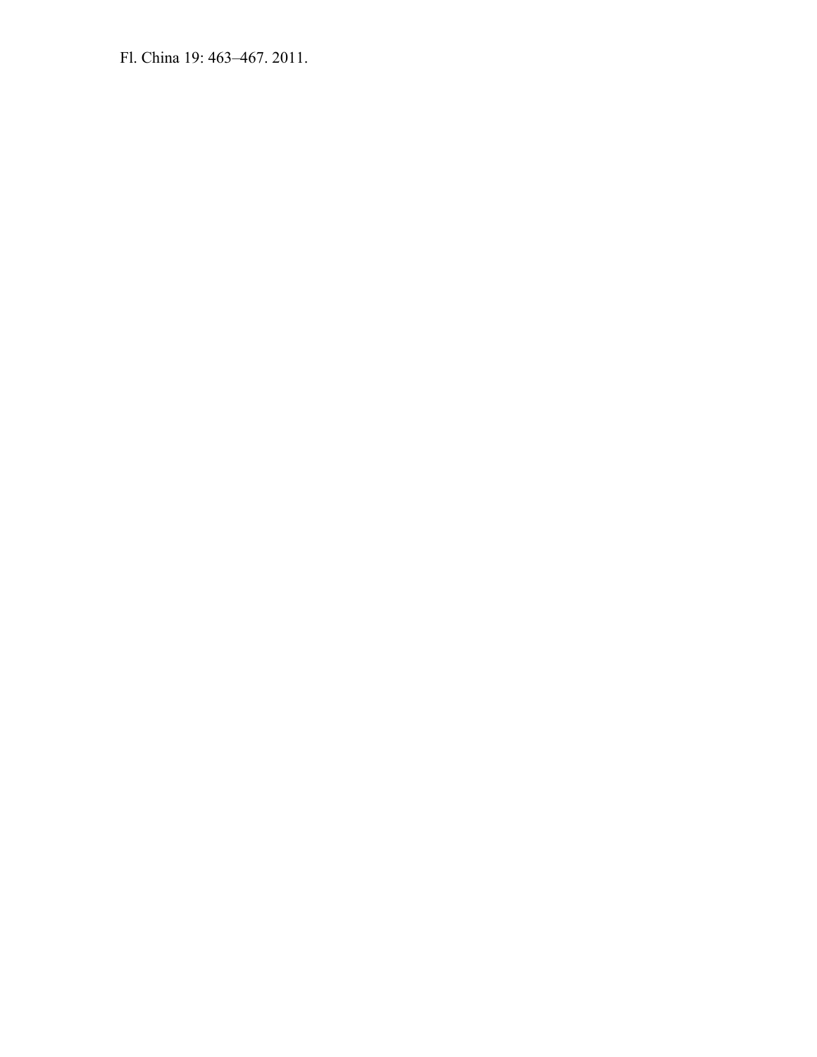Fl. China 19: 463–467. 2011.